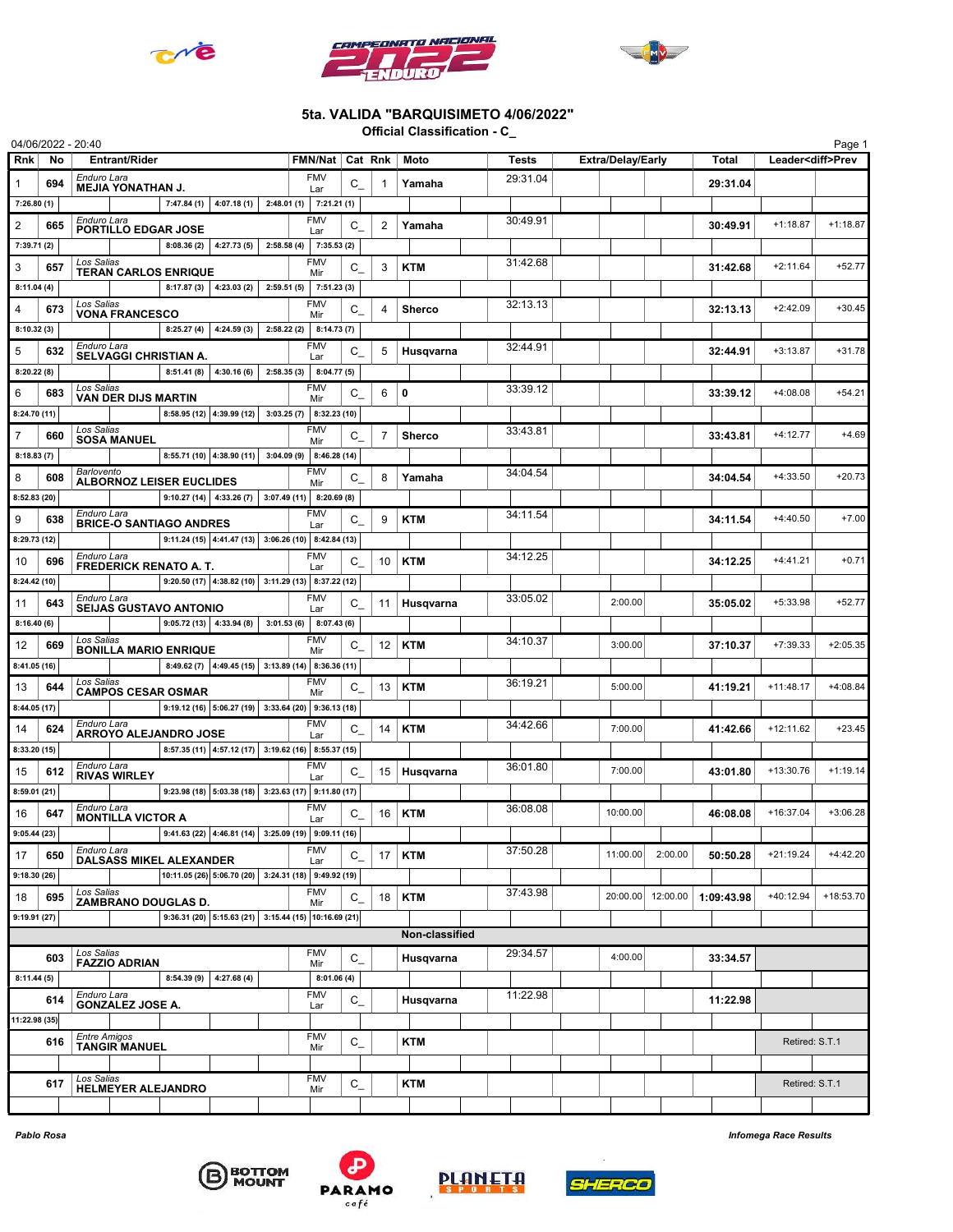# 5ta. VALIDA "BARQUISIMETO 4/06/2022"

## Official Classification - C_

04/06/2022 - 20:40

| Rnk | No | Entrant/Rider | FMN/Nat | Cat | Rnk | Moto | Tests | Extra/Delay/Early | | Total | Leader<diff>Prev | |
|---|---|---|---|---|---|---|---|---|---|---|---|---|
| 1 | 694 | Enduro Lara **MEJIA YONATHAN J.** | FMV Lar | C_ | 1 | Yamaha | 29:31.04 | | | **29:31.04** | | |
| 7:26.80 (1) | | 7:47.84 (1) 4:07.18 (1) 2:48.01 (1) 7:21.21 (1) | | | | | | | | | | |
| 2 | 665 | Enduro Lara **PORTILLO EDGAR JOSE** | FMV Lar | C_ | 2 | Yamaha | 30:49.91 | | | **30:49.91** | +1:18.87 | +1:18.87 |
| 7:39.71 (2) | | 8:08.36 (2) 4:27.73 (5) 2:58.58 (4) 7:35.53 (2) | | | | | | | | | | |
| 3 | 657 | Los Salias **TERAN CARLOS ENRIQUE** | FMV Mir | C_ | 3 | KTM | 31:42.68 | | | **31:42.68** | +2:11.64 | +52.77 |
| 8:11.04 (4) | | 8:17.87 (3) 4:23.03 (2) 2:59.51 (5) 7:51.23 (3) | | | | | | | | | | |
| 4 | 673 | Los Salias **VONA FRANCESCO** | FMV Mir | C_ | 4 | Sherco | 32:13.13 | | | **32:13.13** | +2:42.09 | +30.45 |
| 8:10.32 (3) | | 8:25.27 (4) 4:24.59 (3) 2:58.22 (2) 8:14.73 (7) | | | | | | | | | | |
| 5 | 632 | Enduro Lara **SELVAGGI CHRISTIAN A.** | FMV Lar | C_ | 5 | Husqvarna | 32:44.91 | | | **32:44.91** | +3:13.87 | +31.78 |
| 8:20.22 (8) | | 8:51.41 (8) 4:30.16 (6) 2:58.35 (3) 8:04.77 (5) | | | | | | | | | | |
| 6 | 683 | Los Salias **VAN DER DIJS MARTIN** | FMV Mir | C_ | 6 | 0 | 33:39.12 | | | **33:39.12** | +4:08.08 | +54.21 |
| 8:24.70 (11) | | 8:58.95 (12) 4:39.99 (12) 3:03.25 (7) 8:32.23 (10) | | | | | | | | | | |
| 7 | 660 | Los Salias **SOSA MANUEL** | FMV Mir | C_ | 7 | Sherco | 33:43.81 | | | **33:43.81** | +4:12.77 | +4.69 |
| 8:18.83 (7) | | 8:55.71 (10) 4:38.90 (11) 3:04.09 (9) 8:46.28 (14) | | | | | | | | | | |
| 8 | 608 | Barlovento **ALBORNOZ LEISER EUCLIDES** | FMV Mir | C_ | 8 | Yamaha | 34:04.54 | | | **34:04.54** | +4:33.50 | +20.73 |
| 8:52.83 (20) | | 9:10.27 (14) 4:33.26 (7) 3:07.49 (11) 8:20.69 (8) | | | | | | | | | | |
| 9 | 638 | Enduro Lara **BRICE-O SANTIAGO ANDRES** | FMV Lar | C_ | 9 | KTM | 34:11.54 | | | **34:11.54** | +4:40.50 | +7.00 |
| 8:29.73 (12) | | 9:11.24 (15) 4:41.47 (13) 3:06.26 (10) 8:42.84 (13) | | | | | | | | | | |
| 10 | 696 | Enduro Lara **FREDERICK RENATO A. T.** | FMV Lar | C_ | 10 | KTM | 34:12.25 | | | **34:12.25** | +4:41.21 | +0.71 |
| 8:24.42 (10) | | 9:20.50 (17) 4:38.82 (10) 3:11.29 (13) 8:37.22 (12) | | | | | | | | | | |
| 11 | 643 | Enduro Lara **SEIJAS GUSTAVO ANTONIO** | FMV Lar | C_ | 11 | Husqvarna | 33:05.02 | 2:00.00 | | **35:05.02** | +5:33.98 | +52.77 |
| 8:16.40 (6) | | 9:05.72 (13) 4:33.94 (8) 3:01.53 (6) 8:07.43 (6) | | | | | | | | | | |
| 12 | 669 | Los Salias **BONILLA MARIO ENRIQUE** | FMV Mir | C_ | 12 | KTM | 34:10.37 | 3:00.00 | | **37:10.37** | +7:39.33 | +2:05.35 |
| 8:41.05 (16) | | 8:49.62 (7) 4:49.45 (15) 3:13.89 (14) 8:36.36 (11) | | | | | | | | | | |
| 13 | 644 | Los Salias **CAMPOS CESAR OSMAR** | FMV Mir | C_ | 13 | KTM | 36:19.21 | 5:00.00 | | **41:19.21** | +11:48.17 | +4:08.84 |
| 8:44.05 (17) | | 9:19.12 (16) 5:06.27 (19) 3:33.64 (20) 9:36.13 (18) | | | | | | | | | | |
| 14 | 624 | Enduro Lara **ARROYO ALEJANDRO JOSE** | FMV Lar | C_ | 14 | KTM | 34:42.66 | 7:00.00 | | **41:42.66** | +12:11.62 | +23.45 |
| 8:33.20 (15) | | 8:57.35 (11) 4:57.12 (17) 3:19.62 (16) 8:55.37 (15) | | | | | | | | | | |
| 15 | 612 | Enduro Lara **RIVAS WIRLEY** | FMV Lar | C_ | 15 | Husqvarna | 36:01.80 | 7:00.00 | | **43:01.80** | +13:30.76 | +1:19.14 |
| 8:59.01 (21) | | 9:23.98 (18) 5:03.38 (18) 3:23.63 (17) 9:11.80 (17) | | | | | | | | | | |
| 16 | 647 | Enduro Lara **MONTILLA VICTOR A** | FMV Lar | C_ | 16 | KTM | 36:08.08 | 10:00.00 | | **46:08.08** | +16:37.04 | +3:06.28 |
| 9:05.44 (23) | | 9:41.63 (22) 4:46.81 (14) 3:25.09 (19) 9:09.11 (16) | | | | | | | | | | |
| 17 | 650 | Enduro Lara **DALSASS MIKEL ALEXANDER** | FMV Lar | C_ | 17 | KTM | 37:50.28 | 11:00.00 | 2:00.00 | **50:50.28** | +21:19.24 | +4:42.20 |
| 9:18.30 (26) | | 10:11.05 (26) 5:06.70 (20) 3:24.31 (18) 9:49.92 (19) | | | | | | | | | | |
| 18 | 695 | Los Salias **ZAMBRANO DOUGLAS D.** | FMV Mir | C_ | 18 | KTM | 37:43.98 | 20:00.00 | 12:00.00 | **1:09:43.98** | +40:12.94 | +18:53.70 |
| 9:19.91 (27) | | 9:36.31 (20) 5:15.63 (21) 3:15.44 (15) 10:16.69 (21) | | | | | | | | | | |
| | | | | | | **Non-classified** | | | | | | |
| | 603 | Los Salias **FAZZIO ADRIAN** | FMV Mir | C_ | | Husqvarna | 29:34.57 | 4:00.00 | | **33:34.57** | | |
| 8:11.44 (5) | | 8:54.39 (9) 4:27.68 (4) 8:01.06 (4) | | | | | | | | | | |
| | 614 | Enduro Lara **GONZALEZ JOSE A.** | FMV Lar | C_ | | Husqvarna | 11:22.98 | | | **11:22.98** | | |
| 11:22.98 (35) | | | | | | | | | | | | |
| | 616 | Entre Amigos **TANGIR MANUEL** | FMV Mir | C_ | | KTM | | | | | Retired: S.T.1 | |
| | 617 | Los Salias **HELMEYER ALEJANDRO** | FMV Mir | C_ | | KTM | | | | | Retired: S.T.1 | |

*Pablo Rosa* — *Infomega Race Results*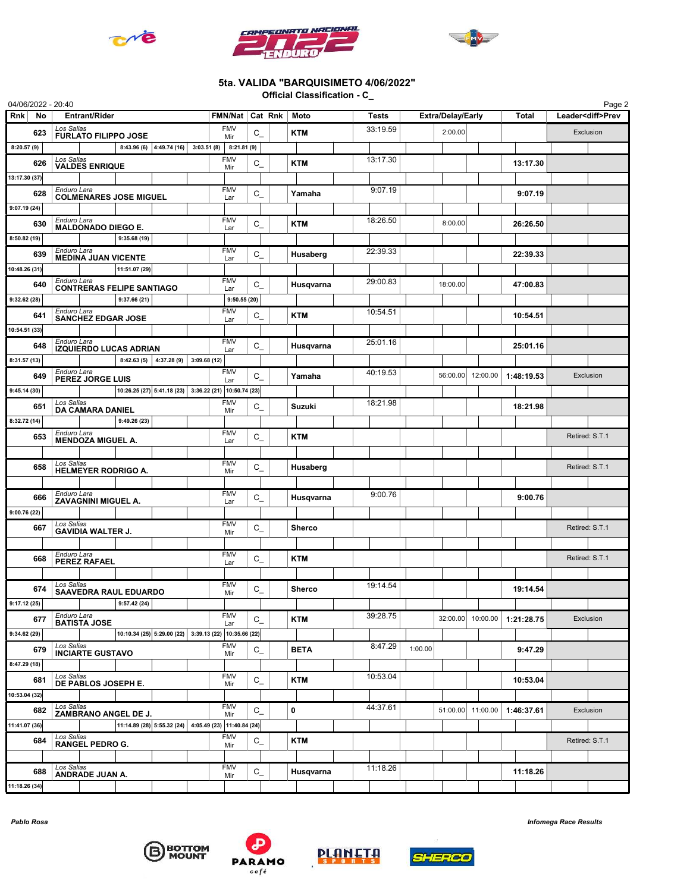# 5ta. VALIDA "BARQUISIMETO 4/06/2022"

**Official Classification - C_**

04/06/2022 - 20:40

| Rnk | No | Entrant/Rider | FMN/Nat | Cat | Rnk | Moto | Tests | Extra/Delay/Early | | | Total | Leader<diff>Prev |
|---|---|---|---|---|---|---|---|---|---|---|---|---|
| | 623 | Los Salias **FURLATO FILIPPO JOSE** | FMV Mir | C_ | | **KTM** | 33:19.59 | | 2:00.00 | | | Exclusion |
| | | 8:20.57 (9) / 8:43.96 (6) / 4:49.74 (16) / 3:03.51 (8) / 8:21.81 (9) | | | | | | | | | | |
| | 626 | Los Salias **VALDES ENRIQUE** | FMV Mir | C_ | | **KTM** | 13:17.30 | | | | **13:17.30** | |
| | | 13:17.30 (37) | | | | | | | | | | |
| | 628 | Enduro Lara **COLMENARES JOSE MIGUEL** | FMV Lar | C_ | | **Yamaha** | 9:07.19 | | | | **9:07.19** | |
| | | 9:07.19 (24) | | | | | | | | | | |
| | 630 | Enduro Lara **MALDONADO DIEGO E.** | FMV Lar | C_ | | **KTM** | 18:26.50 | | 8:00.00 | | **26:26.50** | |
| | | 8:50.82 (19) / 9:35.68 (19) | | | | | | | | | | |
| | 639 | Enduro Lara **MEDINA JUAN VICENTE** | FMV Lar | C_ | | **Husaberg** | 22:39.33 | | | | **22:39.33** | |
| | | 10:48.26 (31) / 11:51.07 (29) | | | | | | | | | | |
| | 640 | Enduro Lara **CONTRERAS FELIPE SANTIAGO** | FMV Lar | C_ | | **Husqvarna** | 29:00.83 | | 18:00.00 | | **47:00.83** | |
| | | 9:32.62 (28) / 9:37.66 (21) / 9:50.55 (20) | | | | | | | | | | |
| | 641 | Enduro Lara **SANCHEZ EDGAR JOSE** | FMV Lar | C_ | | **KTM** | 10:54.51 | | | | **10:54.51** | |
| | | 10:54.51 (33) | | | | | | | | | | |
| | 648 | Enduro Lara **IZQUIERDO LUCAS ADRIAN** | FMV Lar | C_ | | **Husqvarna** | 25:01.16 | | | | **25:01.16** | |
| | | 8:31.57 (13) / 8:42.63 (5) / 4:37.28 (9) / 3:09.68 (12) | | | | | | | | | | |
| | 649 | Enduro Lara **PEREZ JORGE LUIS** | FMV Lar | C_ | | **Yamaha** | 40:19.53 | | 56:00.00 | 12:00.00 | **1:48:19.53** | Exclusion |
| | | 9:45.14 (30) / 10:26.25 (27) / 5:41.18 (23) / 3:36.22 (21) / 10:50.74 (23) | | | | | | | | | | |
| | 651 | Los Salias **DA CAMARA DANIEL** | FMV Mir | C_ | | **Suzuki** | 18:21.98 | | | | **18:21.98** | |
| | | 8:32.72 (14) / 9:49.26 (23) | | | | | | | | | | |
| | 653 | Enduro Lara **MENDOZA MIGUEL A.** | FMV Lar | C_ | | **KTM** | | | | | | Retired: S.T.1 |
| | 658 | Los Salias **HELMEYER RODRIGO A.** | FMV Mir | C_ | | **Husaberg** | | | | | | Retired: S.T.1 |
| | 666 | Enduro Lara **ZAVAGNINI MIGUEL A.** | FMV Lar | C_ | | **Husqvarna** | 9:00.76 | | | | **9:00.76** | |
| | | 9:00.76 (22) | | | | | | | | | | |
| | 667 | Los Salias **GAVIDIA WALTER J.** | FMV Mir | C_ | | **Sherco** | | | | | | Retired: S.T.1 |
| | 668 | Enduro Lara **PEREZ RAFAEL** | FMV Lar | C_ | | **KTM** | | | | | | Retired: S.T.1 |
| | 674 | Los Salias **SAAVEDRA RAUL EDUARDO** | FMV Mir | C_ | | **Sherco** | 19:14.54 | | | | **19:14.54** | |
| | | 9:17.12 (25) / 9:57.42 (24) | | | | | | | | | | |
| | 677 | Enduro Lara **BATISTA JOSE** | FMV Lar | C_ | | **KTM** | 39:28.75 | | 32:00.00 | 10:00.00 | **1:21:28.75** | Exclusion |
| | | 9:34.62 (29) / 10:10.34 (25) / 5:29.00 (22) / 3:39.13 (22) / 10:35.66 (22) | | | | | | | | | | |
| | 679 | Los Salias **INCIARTE GUSTAVO** | FMV Mir | C_ | | **BETA** | 8:47.29 | 1:00.00 | | | **9:47.29** | |
| | | 8:47.29 (18) | | | | | | | | | | |
| | 681 | Los Salias **DE PABLOS JOSEPH E.** | FMV Mir | C_ | | **KTM** | 10:53.04 | | | | **10:53.04** | |
| | | 10:53.04 (32) | | | | | | | | | | |
| | 682 | Los Salias **ZAMBRANO ANGEL DE J.** | FMV Mir | C_ | | **0** | 44:37.61 | | 51:00.00 | 11:00.00 | **1:46:37.61** | Exclusion |
| | | 11:41.07 (36) / 11:14.89 (28) / 5:55.32 (24) / 4:05.49 (23) / 11:40.84 (24) | | | | | | | | | | |
| | 684 | Los Salias **RANGEL PEDRO G.** | FMV Mir | C_ | | **KTM** | | | | | | Retired: S.T.1 |
| | 688 | Los Salias **ANDRADE JUAN A.** | FMV Mir | C_ | | **Husqvarna** | 11:18.26 | | | | **11:18.26** | |
| | | 11:18.26 (34) | | | | | | | | | | |

*Pablo Rosa* — *Infomega Race Results*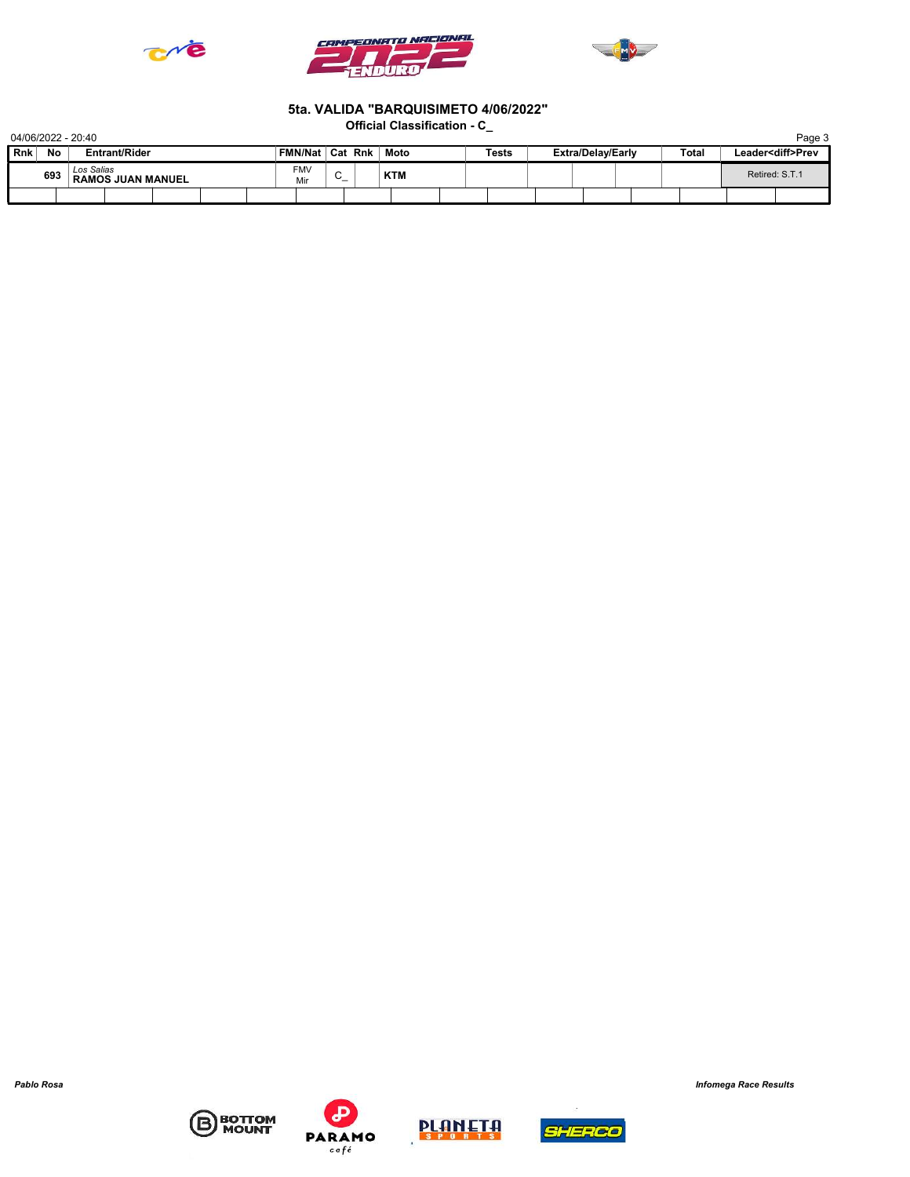### 5ta. VALIDA "BARQUISIMETO 4/06/2022"

**Official Classification - C_**

04/06/2022 - 20:40

| Rnk | No | Entrant/Rider | FMN/Nat | Cat | Rnk | Moto | Tests | Extra/Delay/Early | Total | Leader<diff>Prev |
|---|---|---|---|---|---|---|---|---|---|---|
| | 693 | *Los Salias* **RAMOS JUAN MANUEL** | FMV Mir | C_ | | **KTM** | | | | Retired: S.T.1 |

*Pablo Rosa*

*Infomega Race Results*